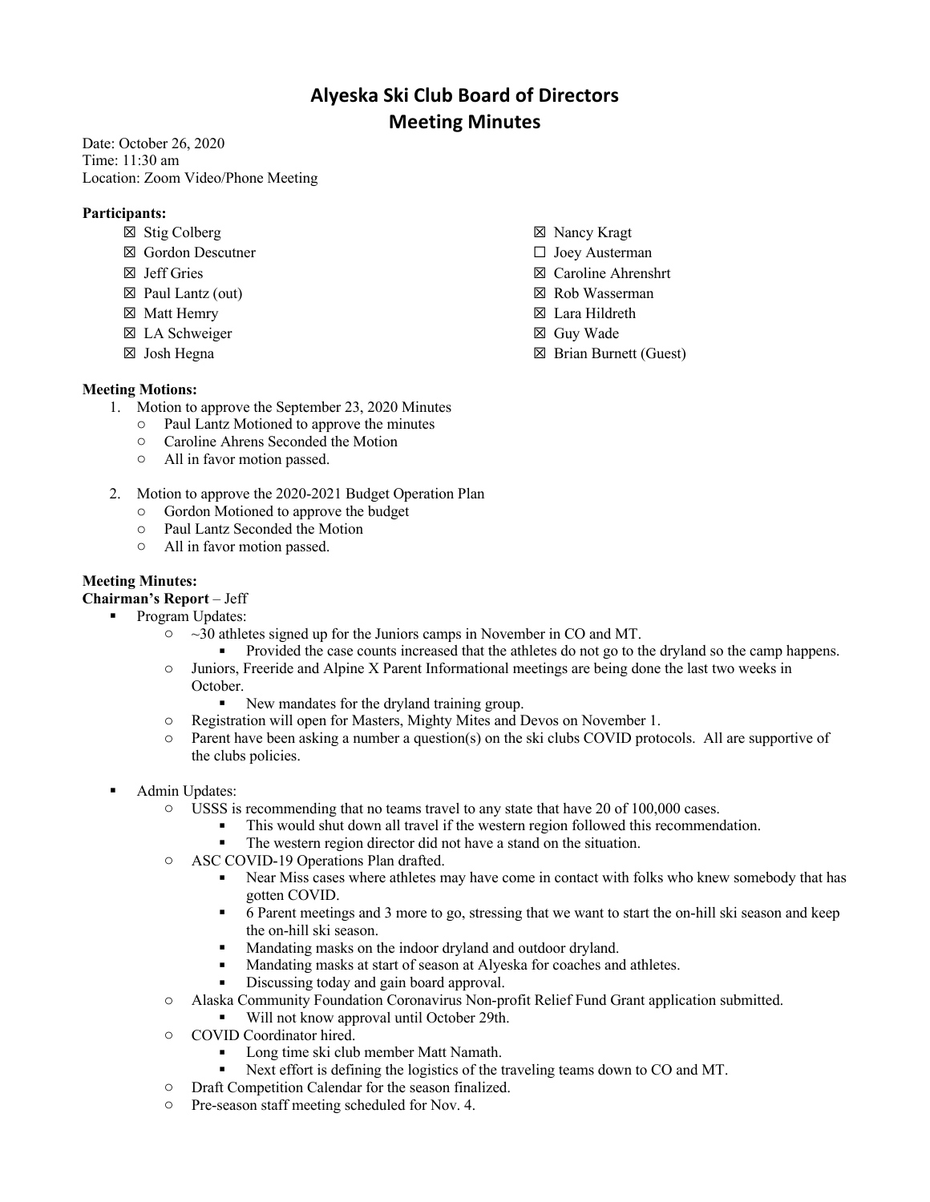# Alyeska Ski Club Board of Directors
## Meeting Minutes

Date: October 26, 2020
Time: 11:30 am
Location: Zoom Video/Phone Meeting

**Participants:**

- ☒ Stig Colberg
- ☒ Gordon Descutner
- ☒ Jeff Gries
- ☒ Paul Lantz (out)
- ☒ Matt Hemry
- ☒ LA Schweiger
- ☒ Josh Hegna
- ☒ Nancy Kragt
- ☐ Joey Austerman
- ☒ Caroline Ahrenshrt
- ☒ Rob Wasserman
- ☒ Lara Hildreth
- ☒ Guy Wade
- ☒ Brian Burnett (Guest)

**Meeting Motions:**

1. Motion to approve the September 23, 2020 Minutes
   - Paul Lantz Motioned to approve the minutes
   - Caroline Ahrens Seconded the Motion
   - All in favor motion passed.

2. Motion to approve the 2020-2021 Budget Operation Plan
   - Gordon Motioned to approve the budget
   - Paul Lantz Seconded the Motion
   - All in favor motion passed.

**Meeting Minutes:**

**Chairman's Report** – Jeff

- Program Updates:
  - ~30 athletes signed up for the Juniors camps in November in CO and MT.
    - Provided the case counts increased that the athletes do not go to the dryland so the camp happens.
  - Juniors, Freeride and Alpine X Parent Informational meetings are being done the last two weeks in October.
    - New mandates for the dryland training group.
  - Registration will open for Masters, Mighty Mites and Devos on November 1.
  - Parent have been asking a number a question(s) on the ski clubs COVID protocols. All are supportive of the clubs policies.

- Admin Updates:
  - USSS is recommending that no teams travel to any state that have 20 of 100,000 cases.
    - This would shut down all travel if the western region followed this recommendation.
    - The western region director did not have a stand on the situation.
  - ASC COVID-19 Operations Plan drafted.
    - Near Miss cases where athletes may have come in contact with folks who knew somebody that has gotten COVID.
    - 6 Parent meetings and 3 more to go, stressing that we want to start the on-hill ski season and keep the on-hill ski season.
    - Mandating masks on the indoor dryland and outdoor dryland.
    - Mandating masks at start of season at Alyeska for coaches and athletes.
    - Discussing today and gain board approval.
  - Alaska Community Foundation Coronavirus Non-profit Relief Fund Grant application submitted.
    - Will not know approval until October 29th.
  - COVID Coordinator hired.
    - Long time ski club member Matt Namath.
    - Next effort is defining the logistics of the traveling teams down to CO and MT.
  - Draft Competition Calendar for the season finalized.
  - Pre-season staff meeting scheduled for Nov. 4.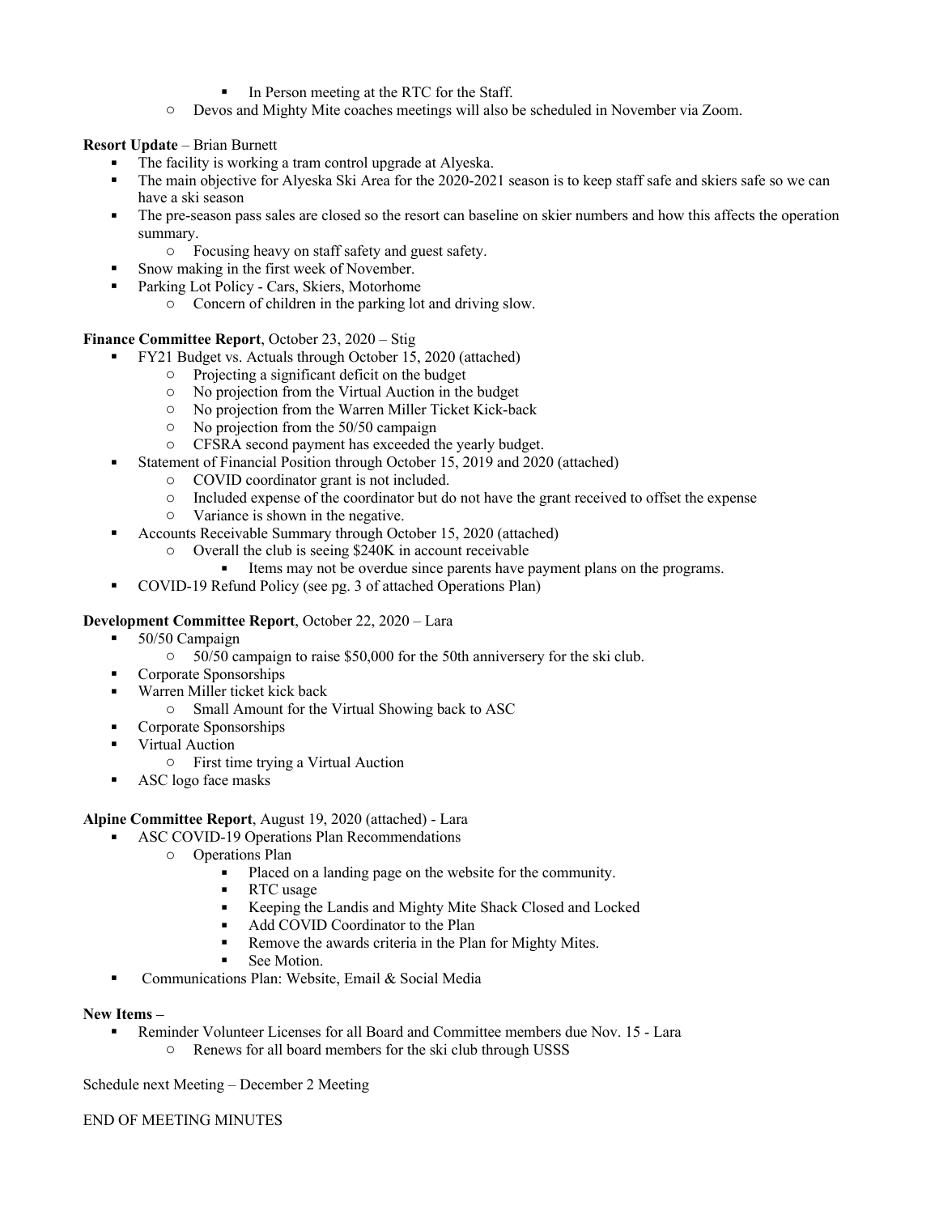- In Person meeting at the RTC for the Staff.
  - Devos and Mighty Mite coaches meetings will also be scheduled in November via Zoom.

**Resort Update** – Brian Burnett

- The facility is working a tram control upgrade at Alyeska.
- The main objective for Alyeska Ski Area for the 2020-2021 season is to keep staff safe and skiers safe so we can have a ski season
- The pre-season pass sales are closed so the resort can baseline on skier numbers and how this affects the operation summary.
  - Focusing heavy on staff safety and guest safety.
- Snow making in the first week of November.
- Parking Lot Policy - Cars, Skiers, Motorhome
  - Concern of children in the parking lot and driving slow.

**Finance Committee Report**, October 23, 2020 – Stig

- FY21 Budget vs. Actuals through October 15, 2020 (attached)
  - Projecting a significant deficit on the budget
  - No projection from the Virtual Auction in the budget
  - No projection from the Warren Miller Ticket Kick-back
  - No projection from the 50/50 campaign
  - CFSRA second payment has exceeded the yearly budget.
- Statement of Financial Position through October 15, 2019 and 2020 (attached)
  - COVID coordinator grant is not included.
  - Included expense of the coordinator but do not have the grant received to offset the expense
  - Variance is shown in the negative.
- Accounts Receivable Summary through October 15, 2020 (attached)
  - Overall the club is seeing $240K in account receivable
    - Items may not be overdue since parents have payment plans on the programs.
- COVID-19 Refund Policy (see pg. 3 of attached Operations Plan)

**Development Committee Report**, October 22, 2020 – Lara

- 50/50 Campaign
  - 50/50 campaign to raise $50,000 for the 50th anniversery for the ski club.
- Corporate Sponsorships
- Warren Miller ticket kick back
  - Small Amount for the Virtual Showing back to ASC
- Corporate Sponsorships
- Virtual Auction
  - First time trying a Virtual Auction
- ASC logo face masks

**Alpine Committee Report**, August 19, 2020 (attached) - Lara

- ASC COVID-19 Operations Plan Recommendations
  - Operations Plan
    - Placed on a landing page on the website for the community.
    - RTC usage
    - Keeping the Landis and Mighty Mite Shack Closed and Locked
    - Add COVID Coordinator to the Plan
    - Remove the awards criteria in the Plan for Mighty Mites.
    - See Motion.
- Communications Plan: Website, Email & Social Media

**New Items –**

- Reminder Volunteer Licenses for all Board and Committee members due Nov. 15 - Lara
  - Renews for all board members for the ski club through USSS

Schedule next Meeting – December 2 Meeting

END OF MEETING MINUTES